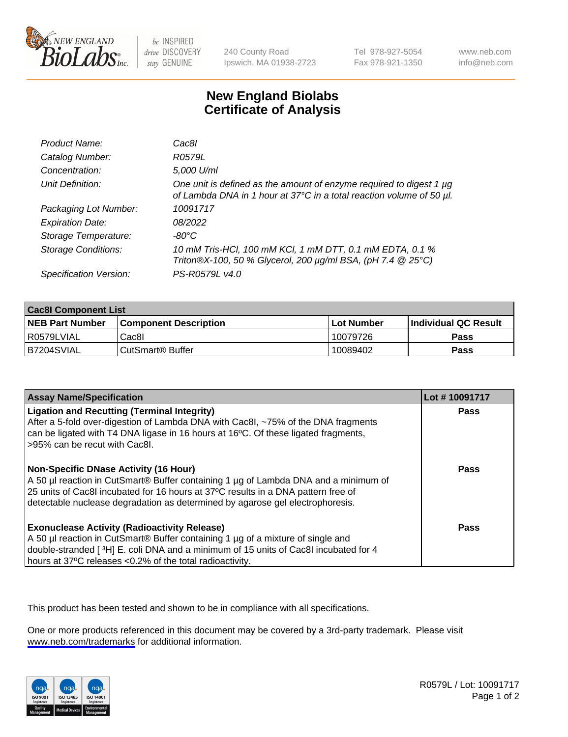# New England Biolabs Certificate of Analysis

| | |
|---|---|
| *Product Name:* | *Cac8I* |
| *Catalog Number:* | *R0579L* |
| *Concentration:* | *5,000 U/ml* |
| *Unit Definition:* | *One unit is defined as the amount of enzyme required to digest 1 µg of Lambda DNA in 1 hour at 37°C in a total reaction volume of 50 µl.* |
| *Packaging Lot Number:* | *10091717* |
| *Expiration Date:* | *08/2022* |
| *Storage Temperature:* | *-80°C* |
| *Storage Conditions:* | *10 mM Tris-HCl, 100 mM KCl, 1 mM DTT, 0.1 mM EDTA, 0.1 % Triton®X-100, 50 % Glycerol, 200 µg/ml BSA, (pH 7.4 @ 25°C)* |
| *Specification Version:* | *PS-R0579L v4.0* |

| **Cac8I Component List** | | | |
|---|---|---|---|
| **NEB Part Number** | **Component Description** | **Lot Number** | **Individual QC Result** |
| R0579LVIAL | Cac8I | 10079726 | **Pass** |
| B7204SVIAL | CutSmart® Buffer | 10089402 | **Pass** |

| **Assay Name/Specification** | **Lot # 10091717** |
|---|---|
| **Ligation and Recutting (Terminal Integrity)** After a 5-fold over-digestion of Lambda DNA with Cac8I, ~75% of the DNA fragments can be ligated with T4 DNA ligase in 16 hours at 16ºC. Of these ligated fragments, >95% can be recut with Cac8I. | **Pass** |
| **Non-Specific DNase Activity (16 Hour)** A 50 µl reaction in CutSmart® Buffer containing 1 µg of Lambda DNA and a minimum of 25 units of Cac8I incubated for 16 hours at 37ºC results in a DNA pattern free of detectable nuclease degradation as determined by agarose gel electrophoresis. | **Pass** |
| **Exonuclease Activity (Radioactivity Release)** A 50 µl reaction in CutSmart® Buffer containing 1 µg of a mixture of single and double-stranded [ $^3$H] E. coli DNA and a minimum of 15 units of Cac8I incubated for 4 hours at 37ºC releases <0.2% of the total radioactivity. | **Pass** |

This product has been tested and shown to be in compliance with all specifications.

One or more products referenced in this document may be covered by a 3rd-party trademark. Please visit www.neb.com/trademarks for additional information.

R0579L / Lot: 10091717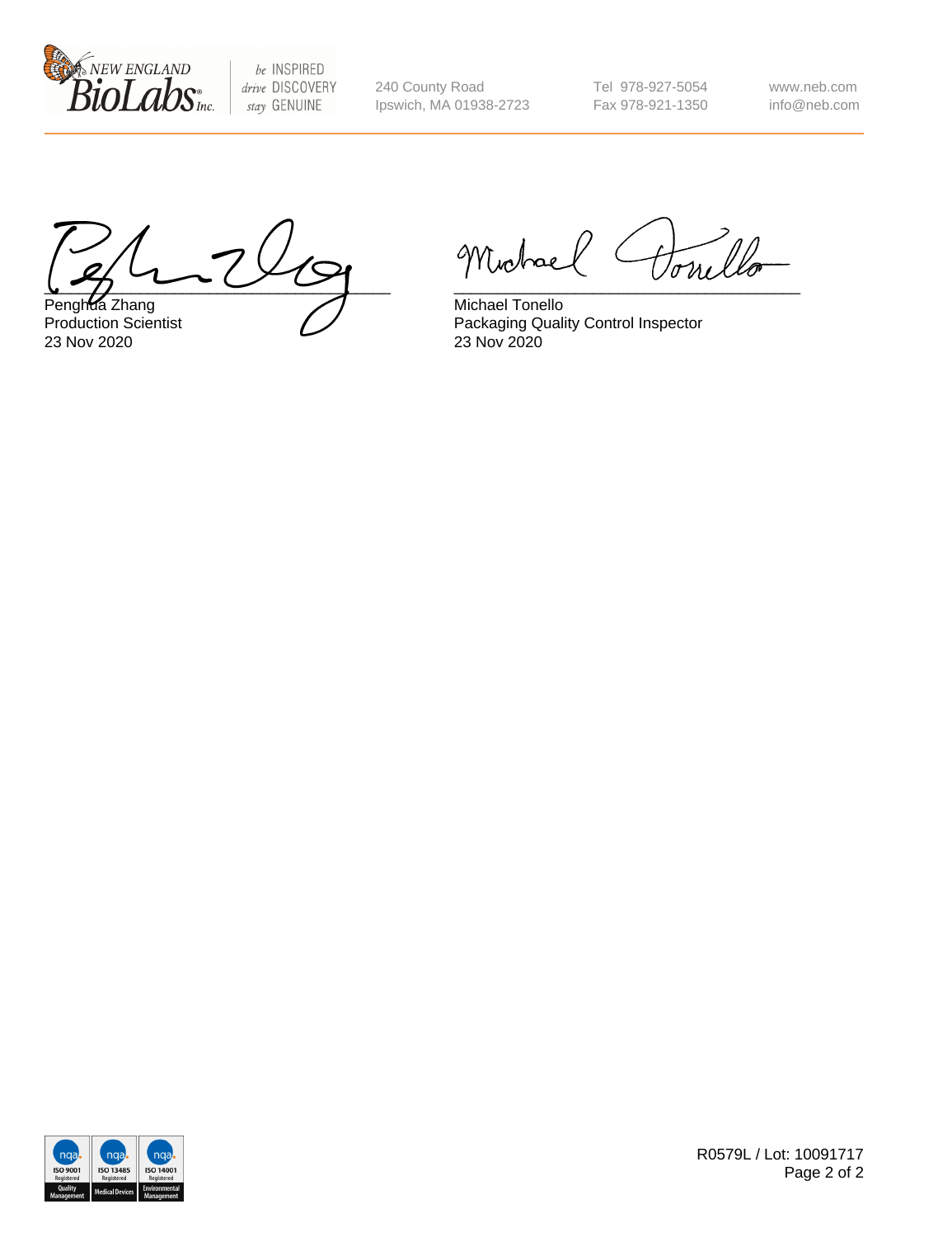Penghua Zhang
Production Scientist
23 Nov 2020

Michael Tonello
Packaging Quality Control Inspector
23 Nov 2020

R0579L / Lot: 10091717